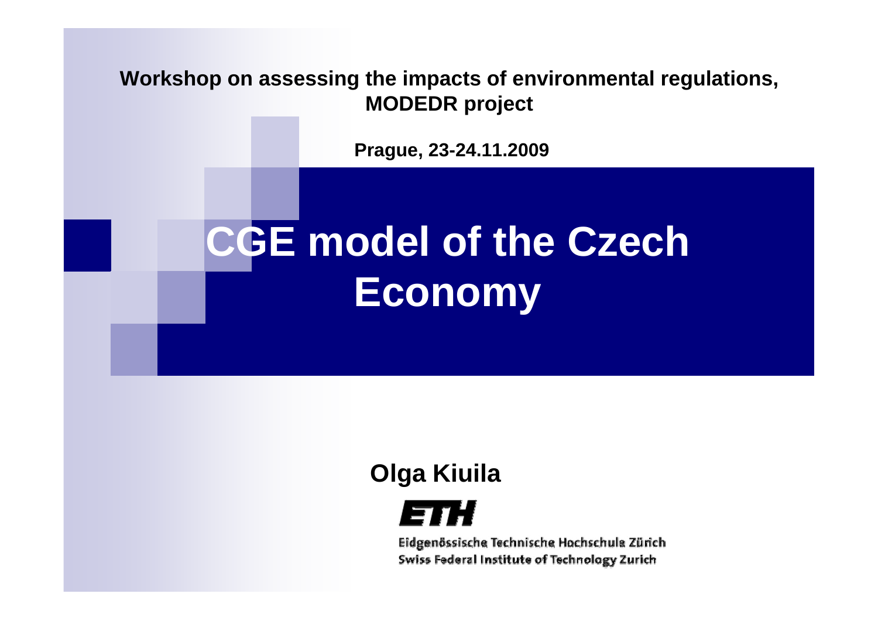**Workshop on assessing the impacts of environmental regulations, MODEDR project**

**Prague, 23-24.11.2009**

# CGE model of the Czech Economy

**Olga Kiuila**

ETH

Eidgenössische Technische Hochschule Zürich
Swiss Federal Institute of Technology Zurich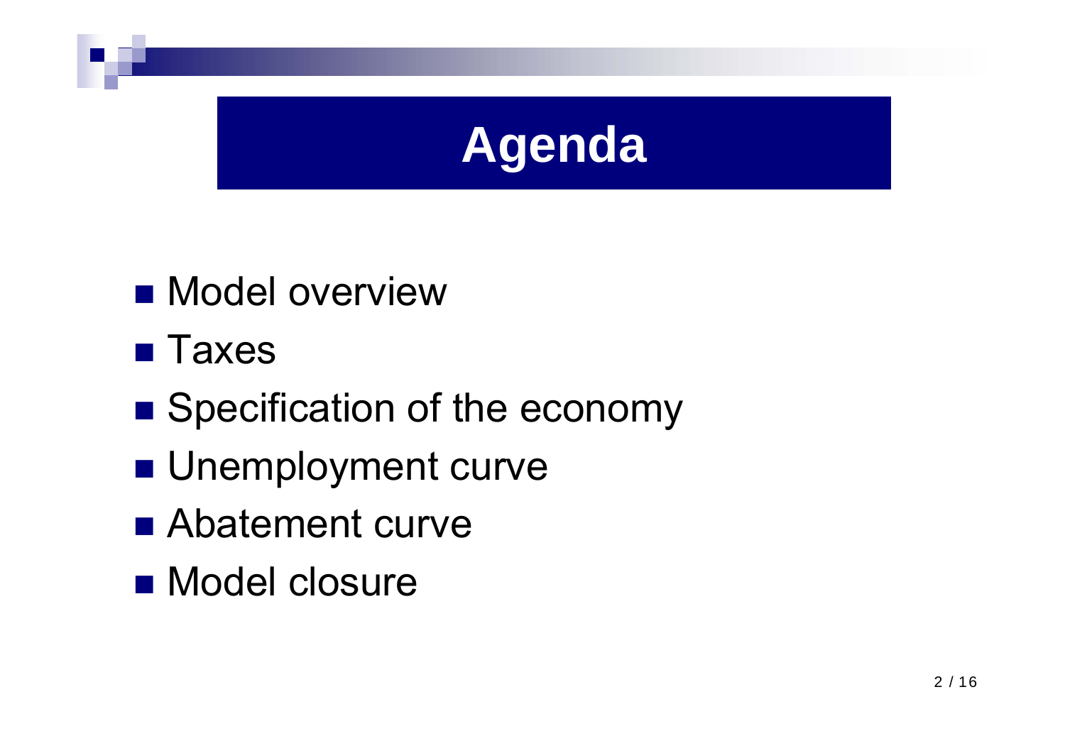# Agenda

- Model overview
- Taxes
- Specification of the economy
- Unemployment curve
- Abatement curve
- Model closure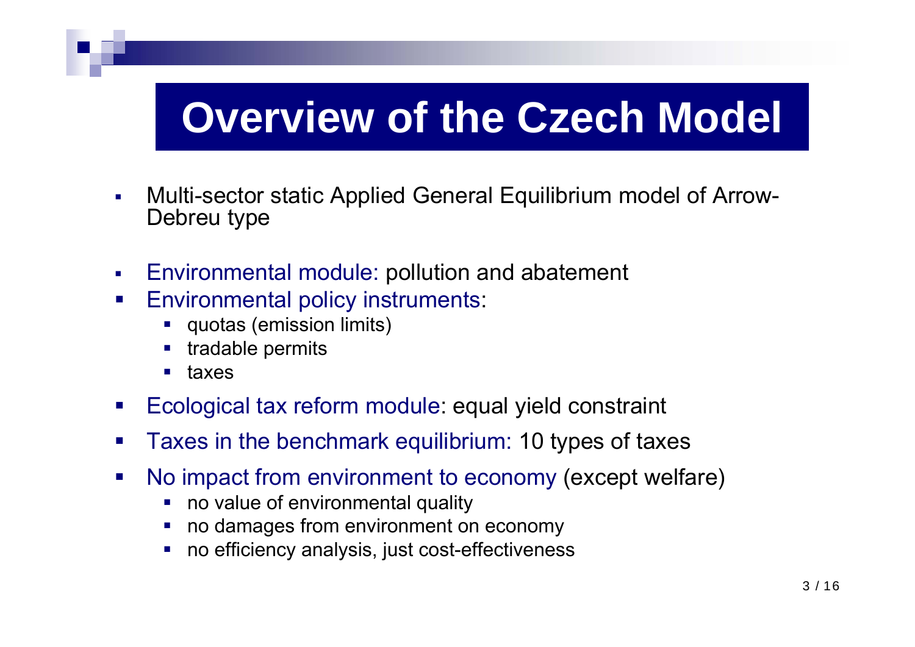# Overview of the Czech Model

- Multi-sector static Applied General Equilibrium model of Arrow-Debreu type

- Environmental module: pollution and abatement
- Environmental policy instruments:
  - quotas (emission limits)
  - tradable permits
  - taxes
- Ecological tax reform module: equal yield constraint
- Taxes in the benchmark equilibrium: 10 types of taxes
- No impact from environment to economy (except welfare)
  - no value of environmental quality
  - no damages from environment on economy
  - no efficiency analysis, just cost-effectiveness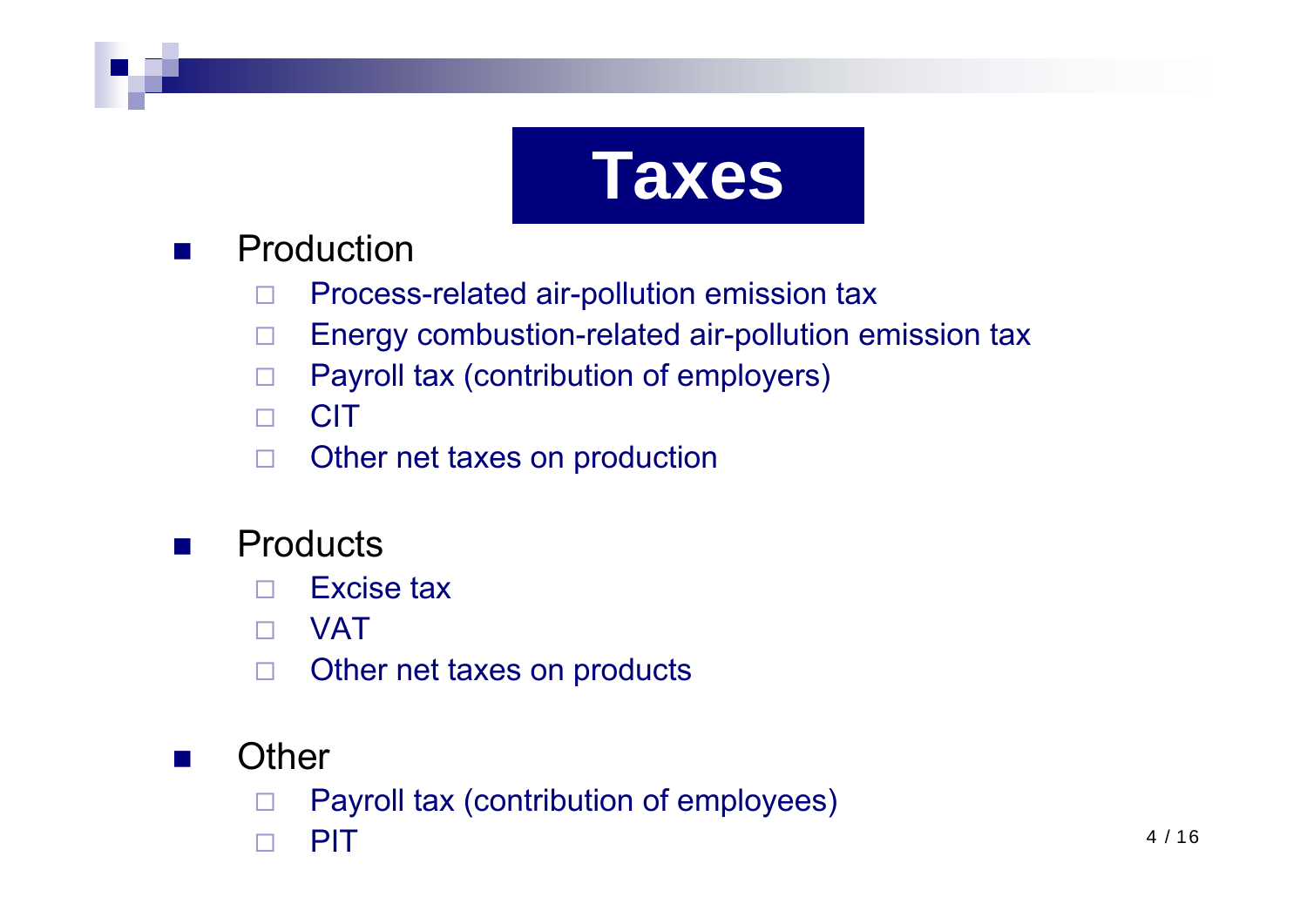# Taxes

- Production
  - Process-related air-pollution emission tax
  - Energy combustion-related air-pollution emission tax
  - Payroll tax (contribution of employers)
  - CIT
  - Other net taxes on production

- Products
  - Excise tax
  - VAT
  - Other net taxes on products

- Other
  - Payroll tax (contribution of employees)
  - PIT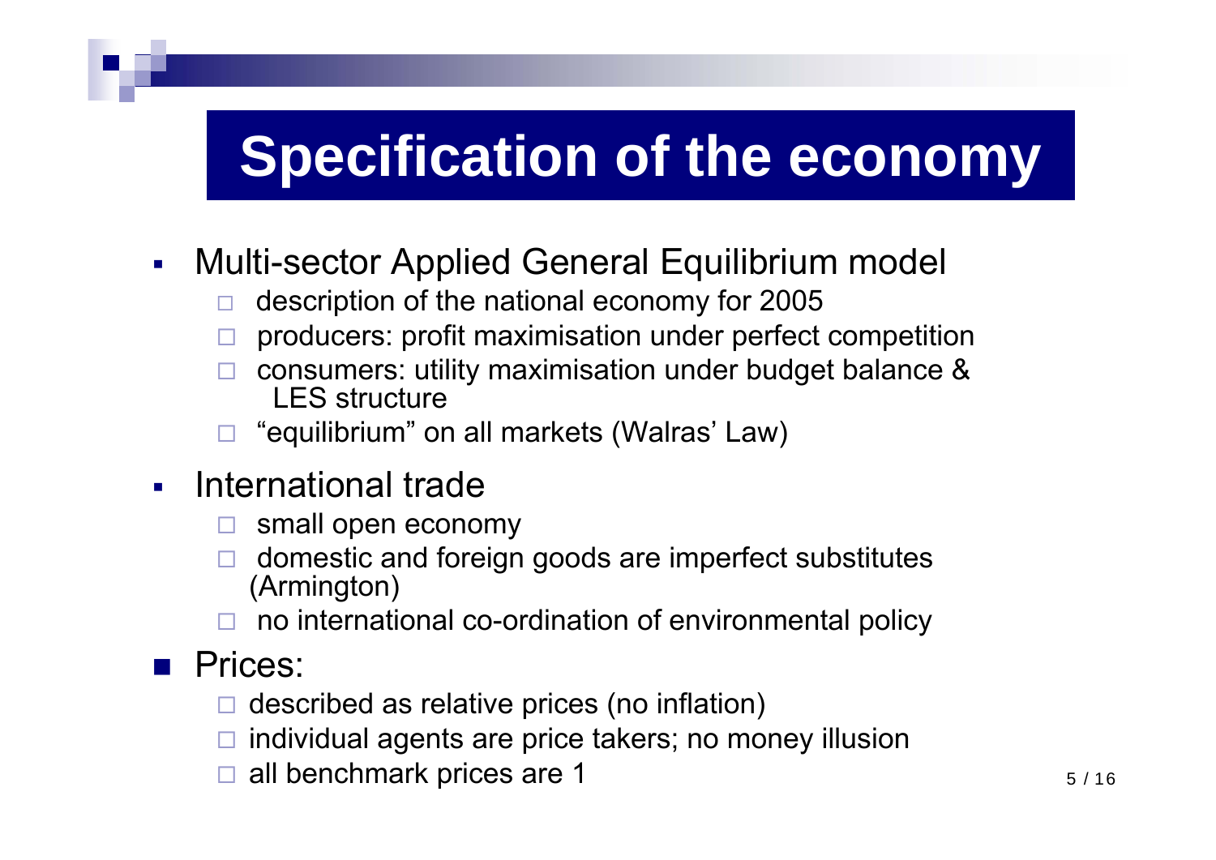# Specification of the economy

- Multi-sector Applied General Equilibrium model
  - description of the national economy for 2005
  - producers: profit maximisation under perfect competition
  - consumers: utility maximisation under budget balance & LES structure
  - "equilibrium" on all markets (Walras' Law)
- International trade
  - small open economy
  - domestic and foreign goods are imperfect substitutes (Armington)
  - no international co-ordination of environmental policy
- Prices:
  - described as relative prices (no inflation)
  - individual agents are price takers; no money illusion
  - all benchmark prices are 1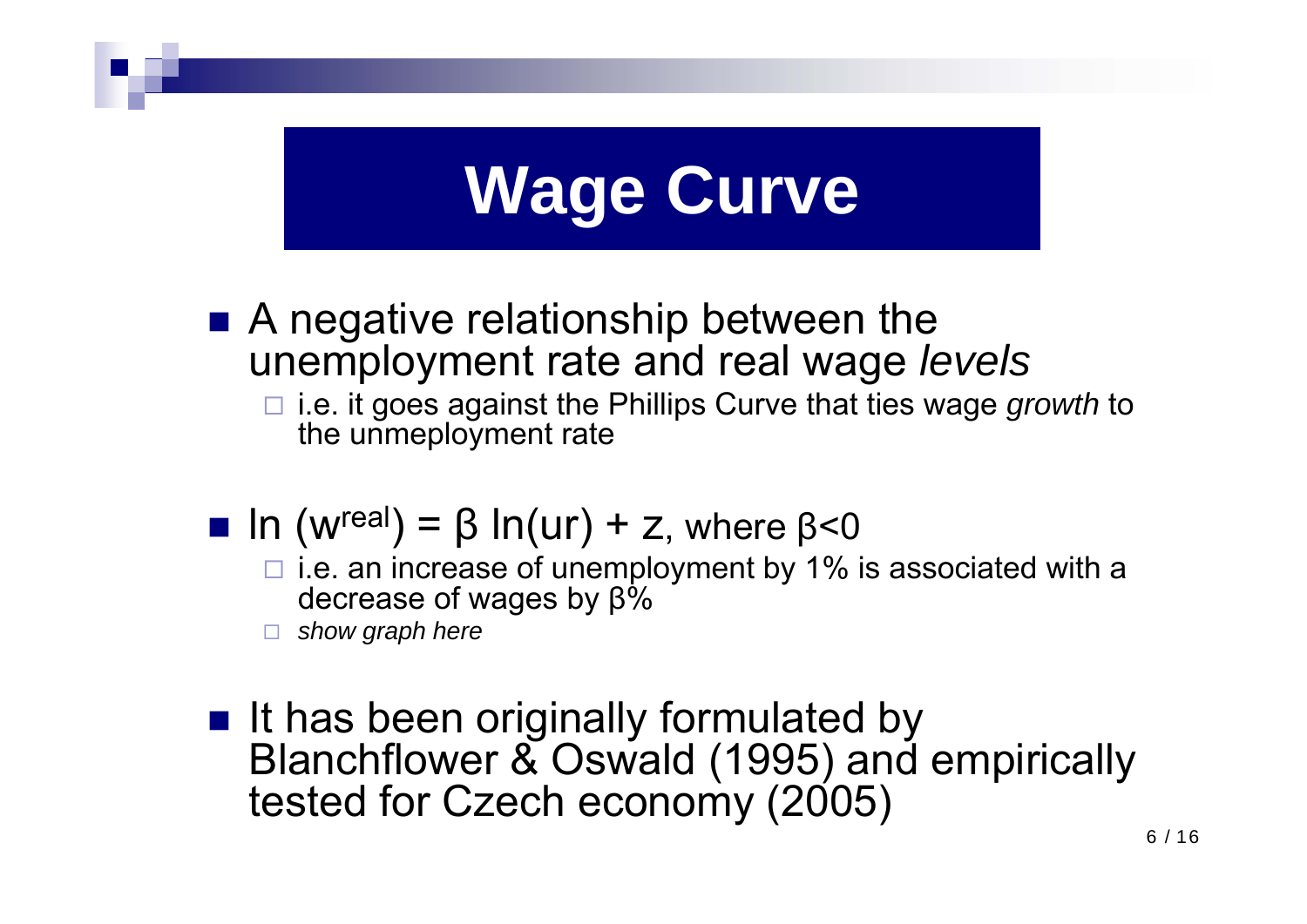# Wage Curve

- A negative relationship between the unemployment rate and real wage *levels*
  - i.e. it goes against the Phillips Curve that ties wage *growth* to the unmeployment rate

- $\ln(w^{real}) = \beta \ln(ur) + z$, where $\beta<0$
  - i.e. an increase of unemployment by 1% is associated with a decrease of wages by $\beta$%
  - *show graph here*

- It has been originally formulated by Blanchflower & Oswald (1995) and empirically tested for Czech economy (2005)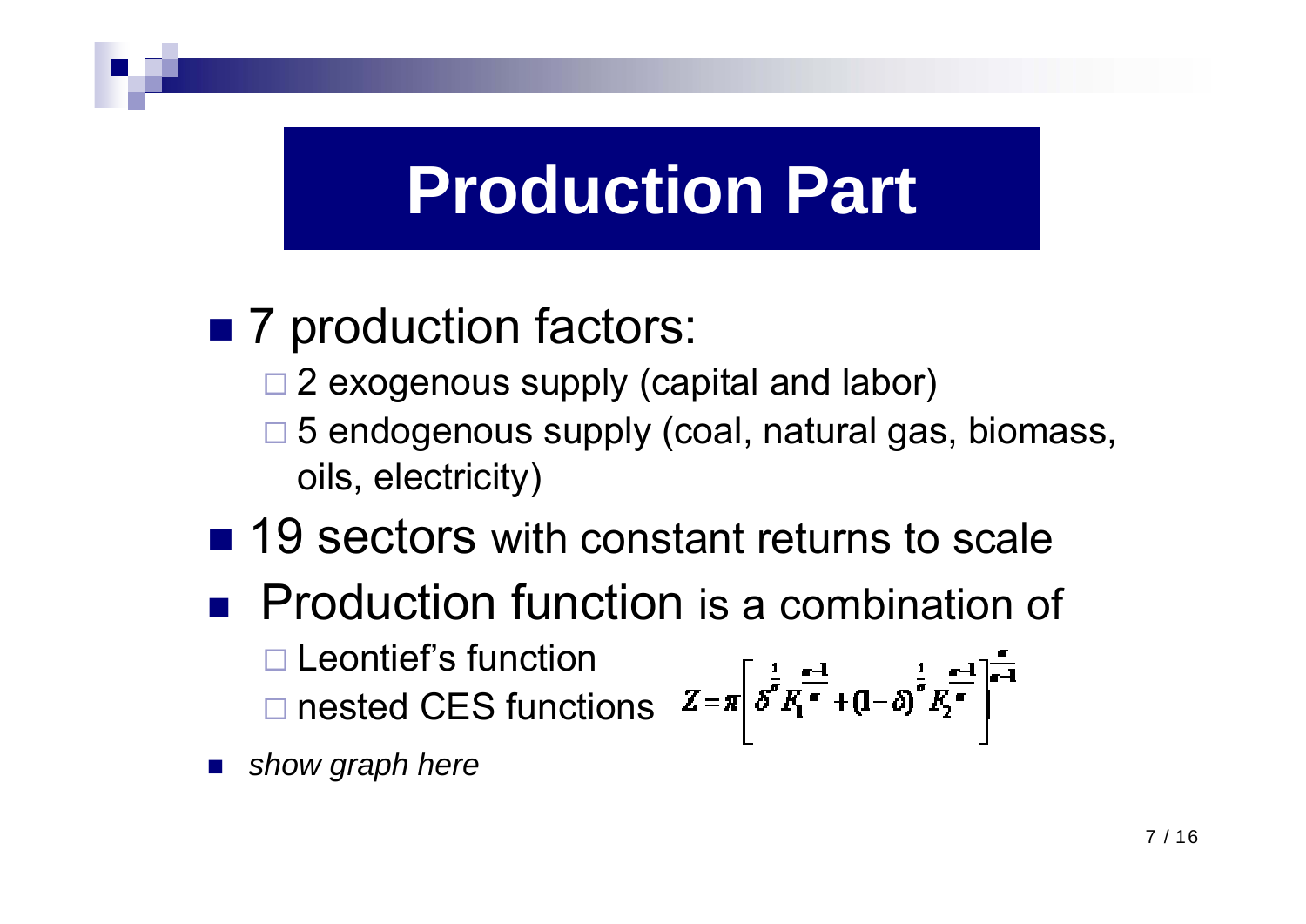# Production Part

- 7 production factors:
  - 2 exogenous supply (capital and labor)
  - 5 endogenous supply (coal, natural gas, biomass, oils, electricity)
- 19 sectors with constant returns to scale
- Production function is a combination of
  - Leontief's function
  - nested CES functions

$$Z = \pi \left[ \delta^{\frac{1}{\sigma}} F_1^{\frac{\sigma-1}{\sigma}} + (1-\delta)^{\frac{1}{\sigma}} F_2^{\frac{\sigma-1}{\sigma}} \right]^{\frac{\sigma}{\sigma-1}}$$

- *show graph here*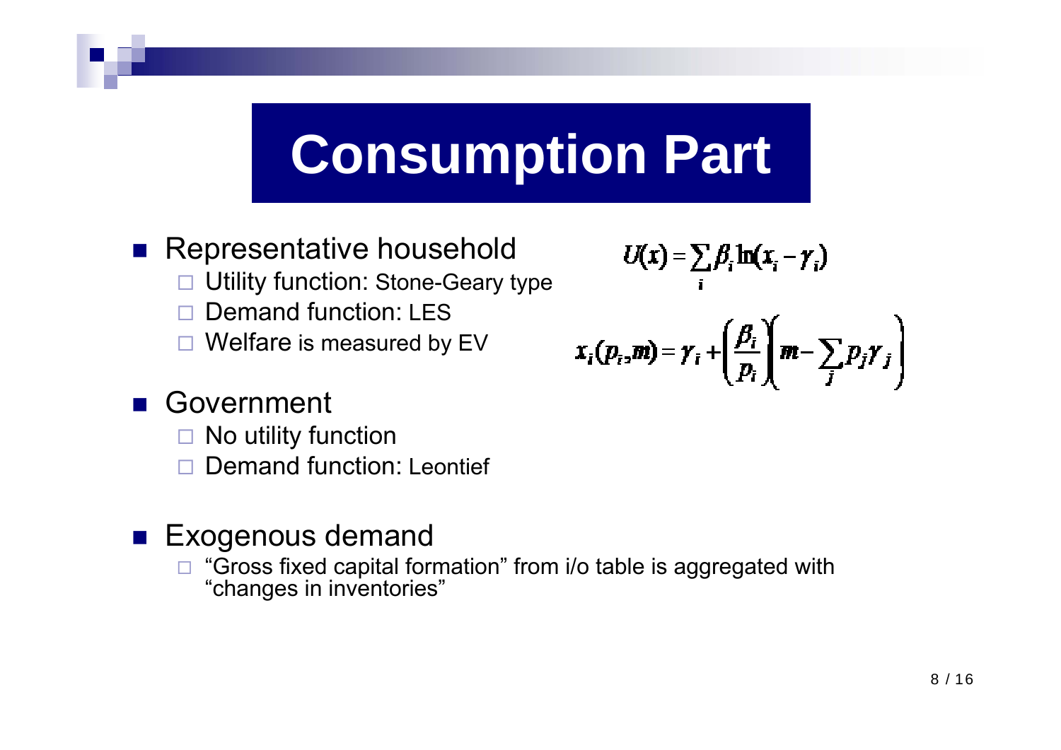# Consumption Part

- Representative household
  - Utility function: Stone-Geary type
  - Demand function: LES
  - Welfare is measured by EV

$$U(x) = \sum_i \beta_i \ln(x_i - \gamma_i)$$

$$x_i(p_i, m) = \gamma_i + \left(\frac{\beta_i}{p_i}\right)\left(m - \sum_j p_j \gamma_j\right)$$

- Government
  - No utility function
  - Demand function: Leontief

- Exogenous demand
  - "Gross fixed capital formation" from i/o table is aggregated with "changes in inventories"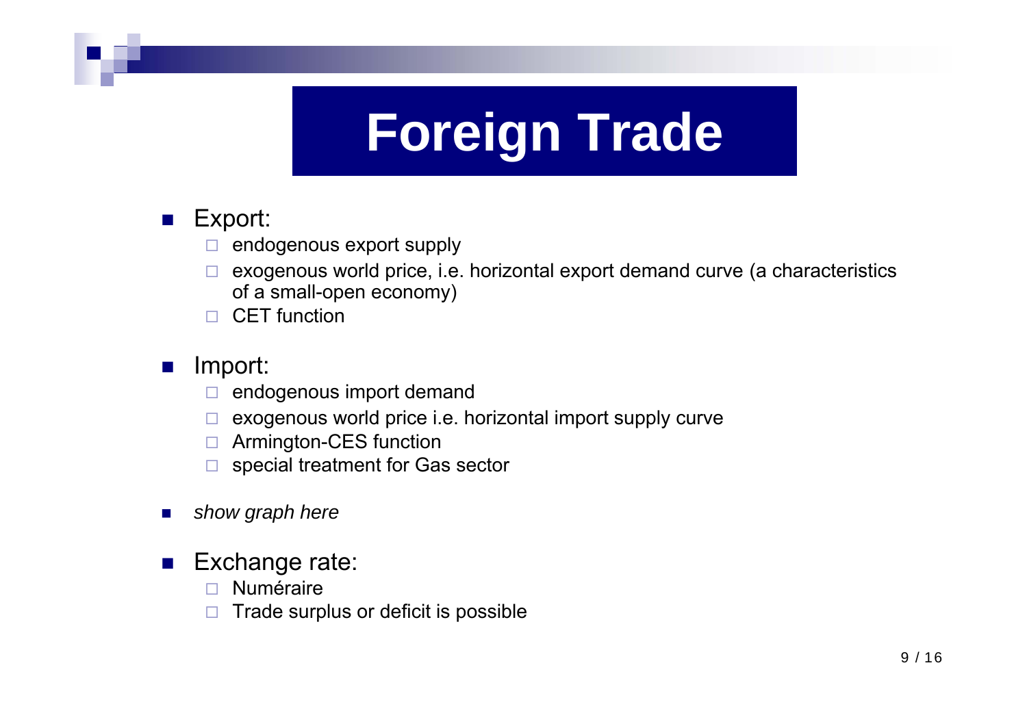# Foreign Trade

- Export:
  - endogenous export supply
  - exogenous world price, i.e. horizontal export demand curve (a characteristics of a small-open economy)
  - CET function

- Import:
  - endogenous import demand
  - exogenous world price i.e. horizontal import supply curve
  - Armington-CES function
  - special treatment for Gas sector

- *show graph here*

- Exchange rate:
  - Numéraire
  - Trade surplus or deficit is possible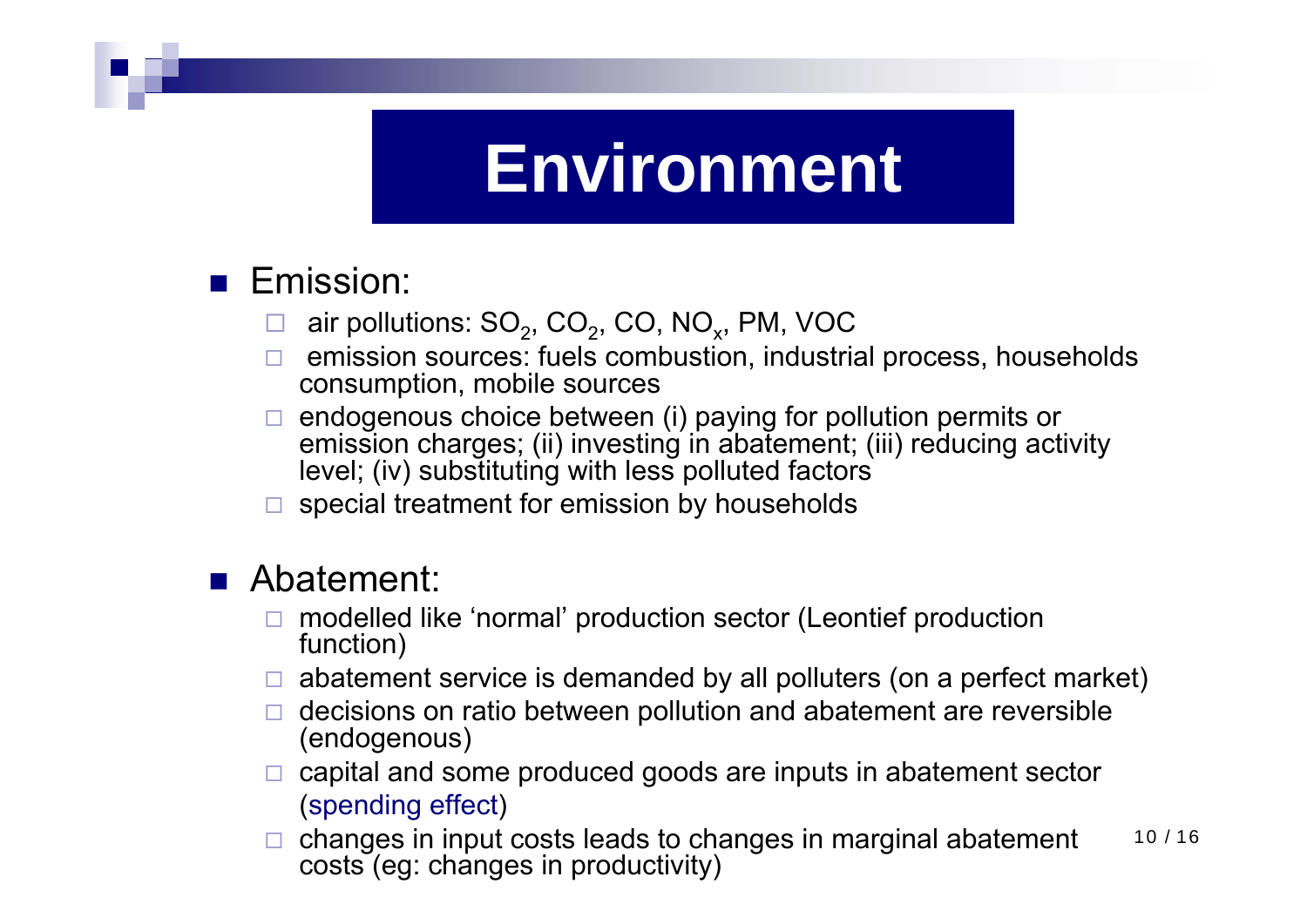# Environment

- Emission:
  - air pollutions: $SO_2$, $CO_2$, CO, $NO_x$, PM, VOC
  - emission sources: fuels combustion, industrial process, households consumption, mobile sources
  - endogenous choice between (i) paying for pollution permits or emission charges; (ii) investing in abatement; (iii) reducing activity level; (iv) substituting with less polluted factors
  - special treatment for emission by households

- Abatement:
  - modelled like 'normal' production sector (Leontief production function)
  - abatement service is demanded by all polluters (on a perfect market)
  - decisions on ratio between pollution and abatement are reversible (endogenous)
  - capital and some produced goods are inputs in abatement sector (spending effect)
  - changes in input costs leads to changes in marginal abatement costs (eg: changes in productivity)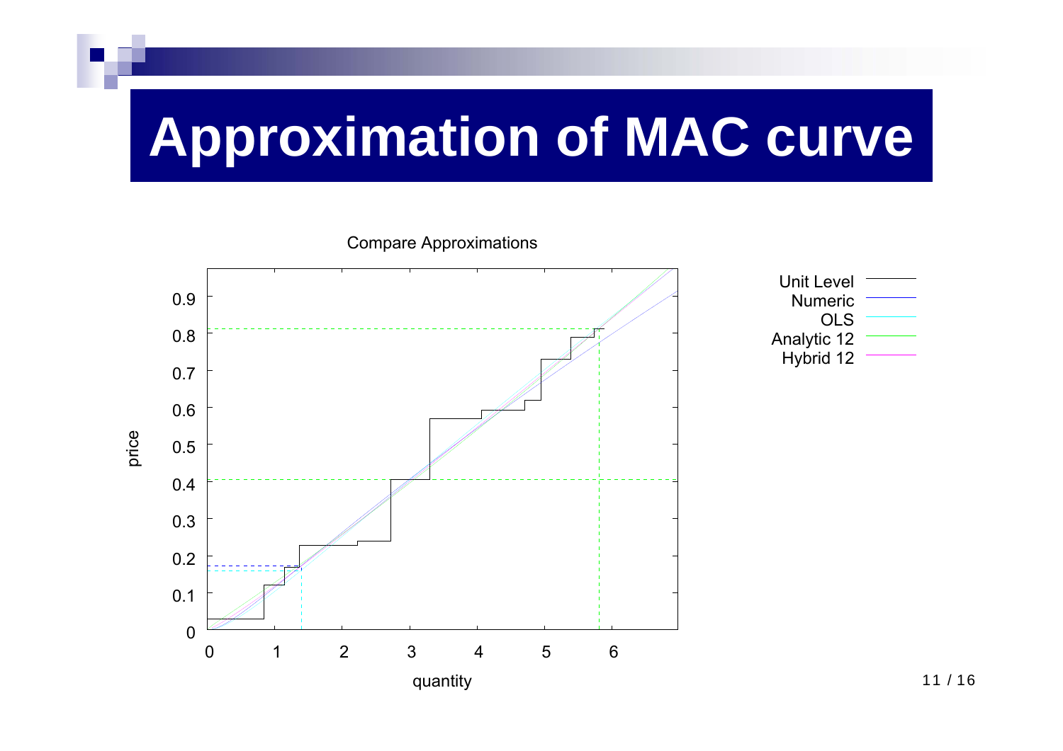# Approximation of MAC curve

Compare Approximations

| | |
|---|---|
| Unit Level | |
| Numeric | |
| OLS | |
| Analytic 12 | |
| Hybrid 12 | |

price

quantity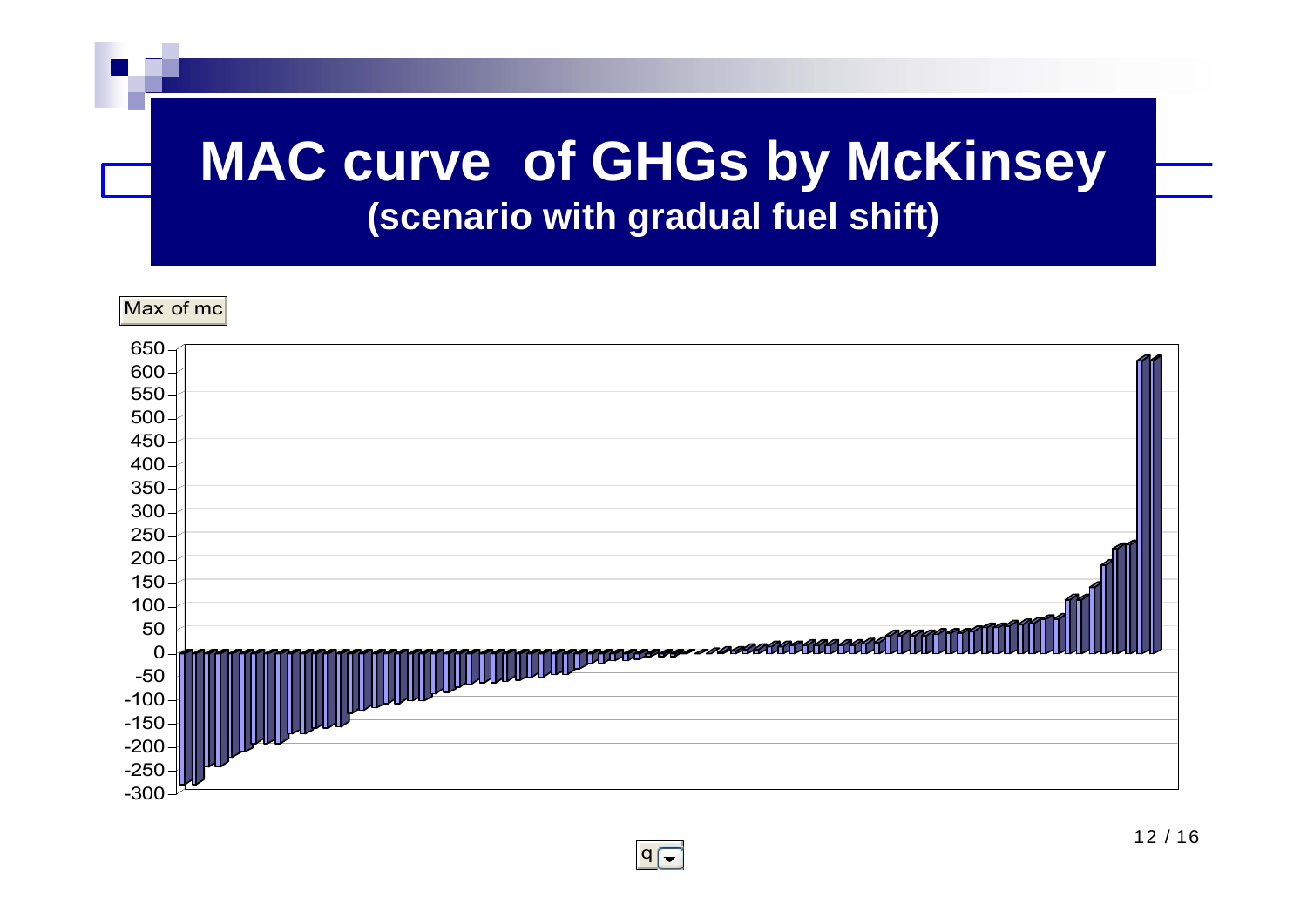# MAC curve of GHGs by McKinsey

## (scenario with gradual fuel shift)

Max of mc

q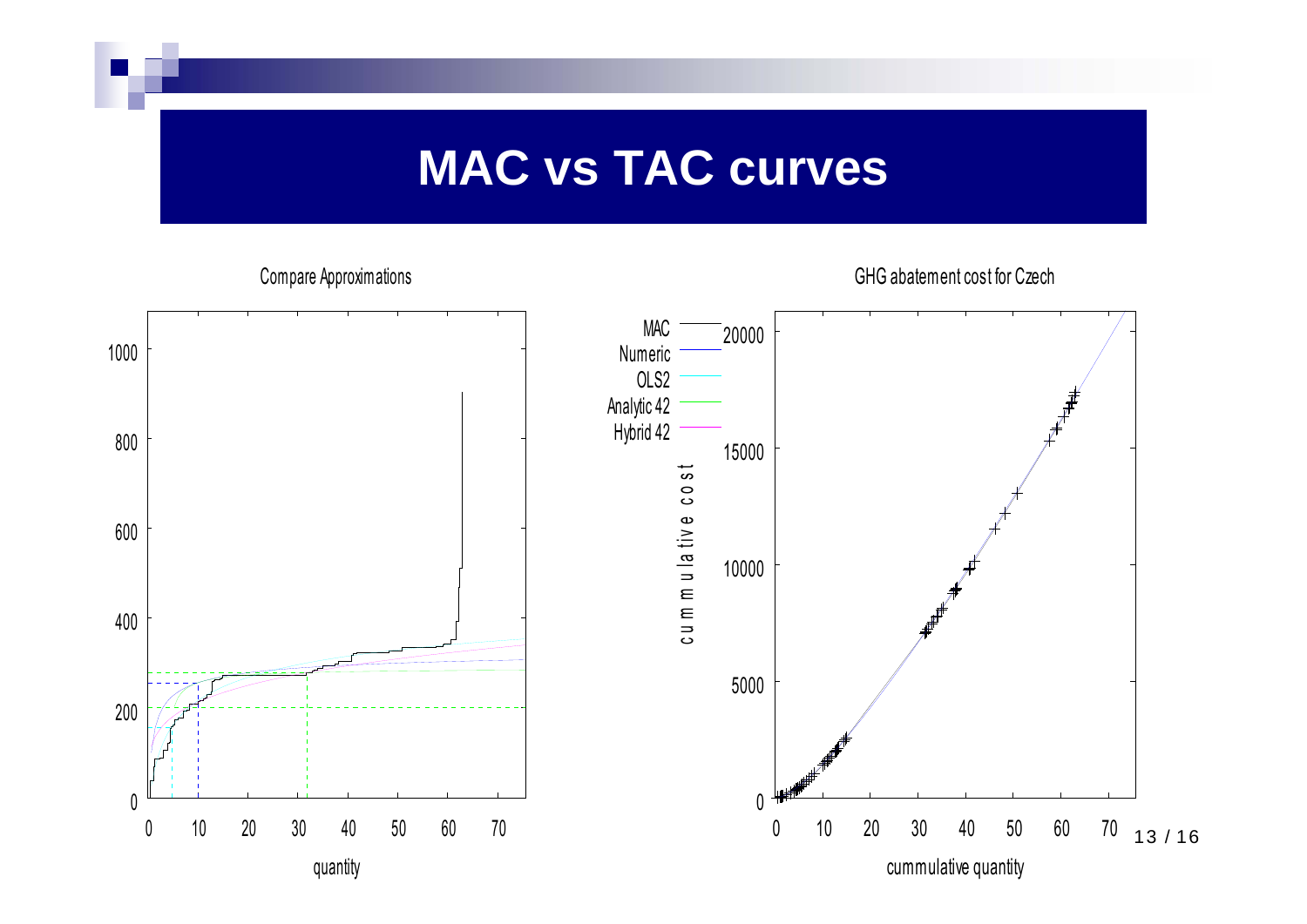# MAC vs TAC curves

Compare Approximations

GHG abatement cost for Czech

MAC
Numeric
OLS2
Analytic 42
Hybrid 42

quantity

cummulative cost

cummulative quantity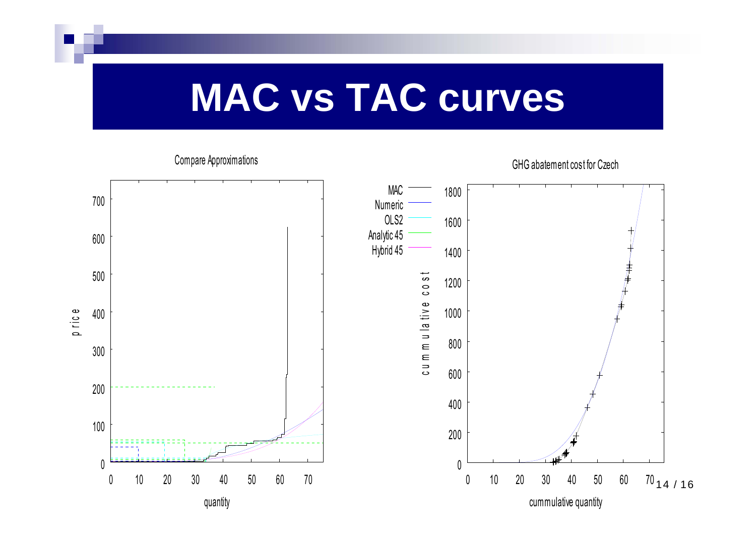# MAC vs TAC curves

Compare Approximations

GHG abatement cost for Czech

MAC
Numeric
OLS2
Analytic 45
Hybrid 45

price

quantity

cummulative cost

cummulative quantity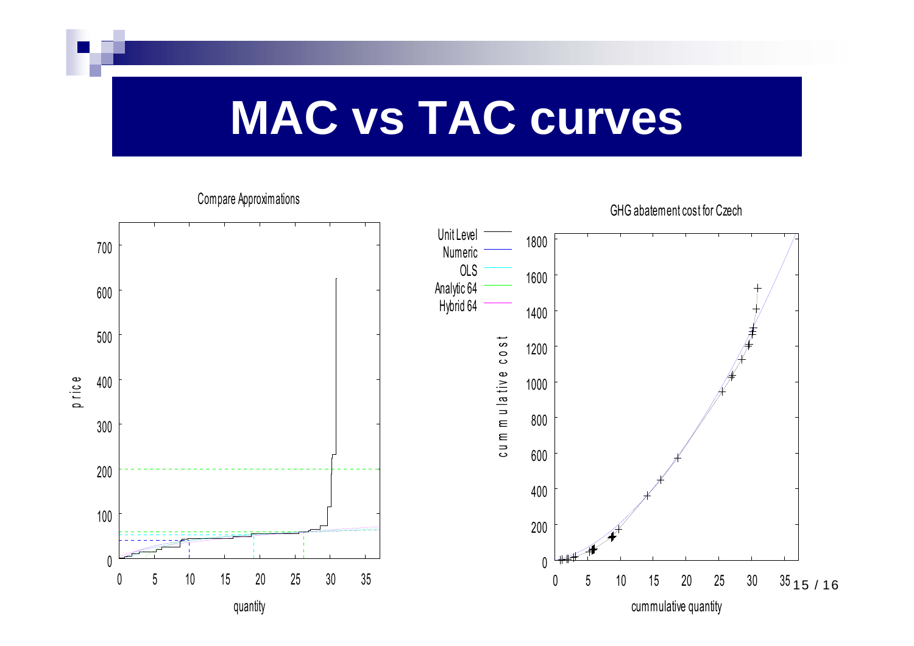# MAC vs TAC curves

Compare Approximations

price

quantity

Unit Level
Numeric
OLS
Analytic 64
Hybrid 64

GHG abatement cost for Czech

cummulative cost

cummulative quantity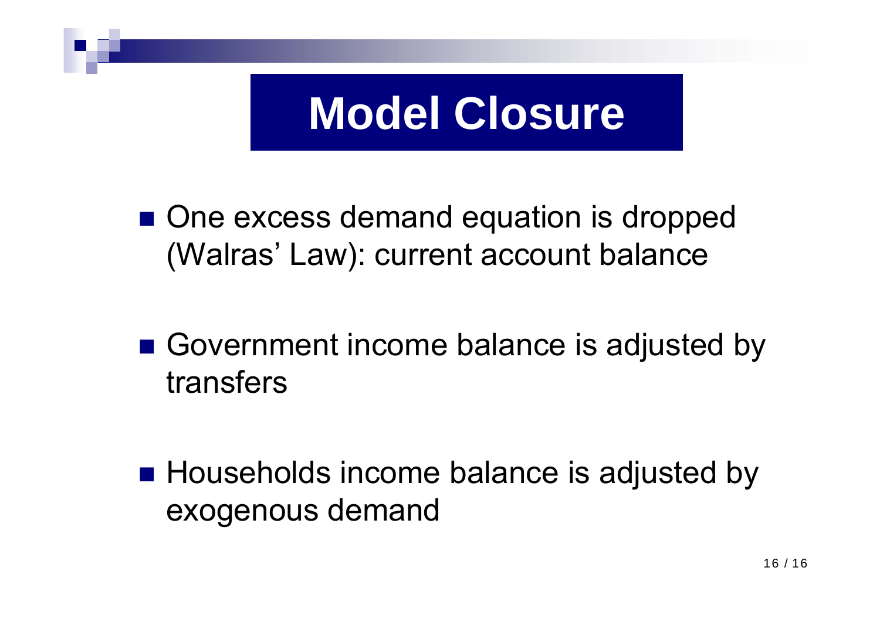# Model Closure

- One excess demand equation is dropped (Walras' Law): current account balance

- Government income balance is adjusted by transfers

- Households income balance is adjusted by exogenous demand